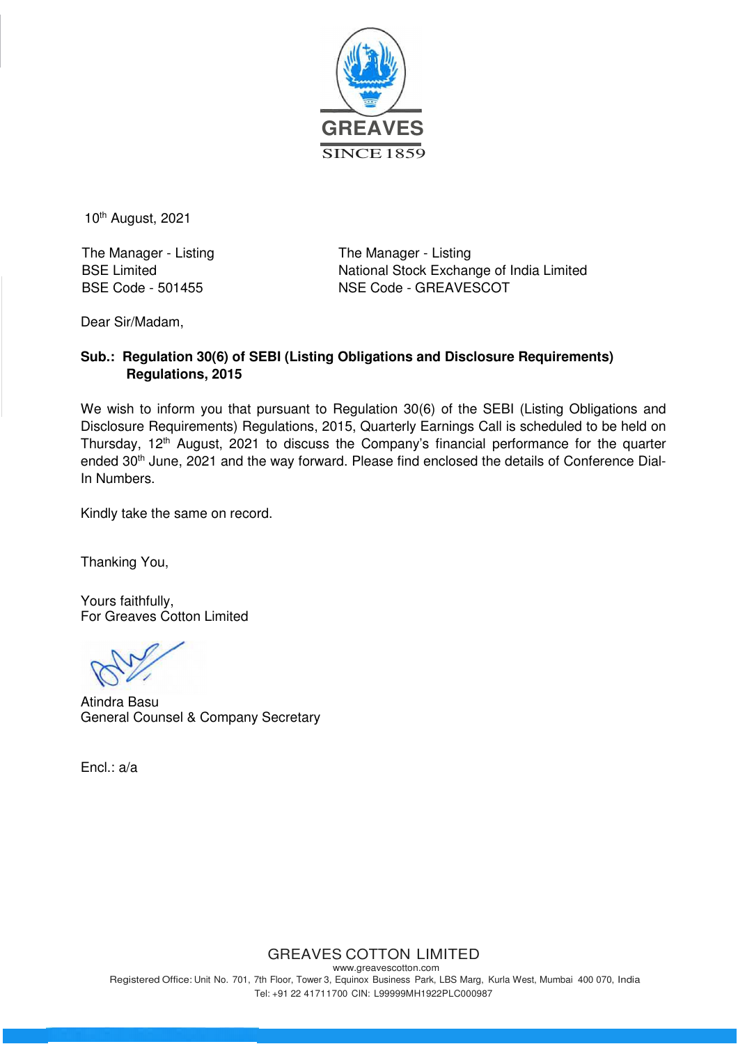GREAVES

SINCE 1859

10th August, 2021

The Manager - Listing
BSE Limited
BSE Code - 501455

The Manager - Listing
National Stock Exchange of India Limited
NSE Code - GREAVESCOT

Dear Sir/Madam,

**Sub.: Regulation 30(6) of SEBI (Listing Obligations and Disclosure Requirements) Regulations, 2015**

We wish to inform you that pursuant to Regulation 30(6) of the SEBI (Listing Obligations and Disclosure Requirements) Regulations, 2015, Quarterly Earnings Call is scheduled to be held on Thursday, 12th August, 2021 to discuss the Company's financial performance for the quarter ended 30th June, 2021 and the way forward. Please find enclosed the details of Conference Dial-In Numbers.

Kindly take the same on record.

Thanking You,

Yours faithfully,
For Greaves Cotton Limited

Atindra Basu
General Counsel & Company Secretary

Encl.: a/a

GREAVES COTTON LIMITED
www.greavescotton.com
Registered Office: Unit No. 701, 7th Floor, Tower 3, Equinox Business Park, LBS Marg, Kurla West, Mumbai 400 070, India
Tel: +91 22 41711700 CIN: L99999MH1922PLC000987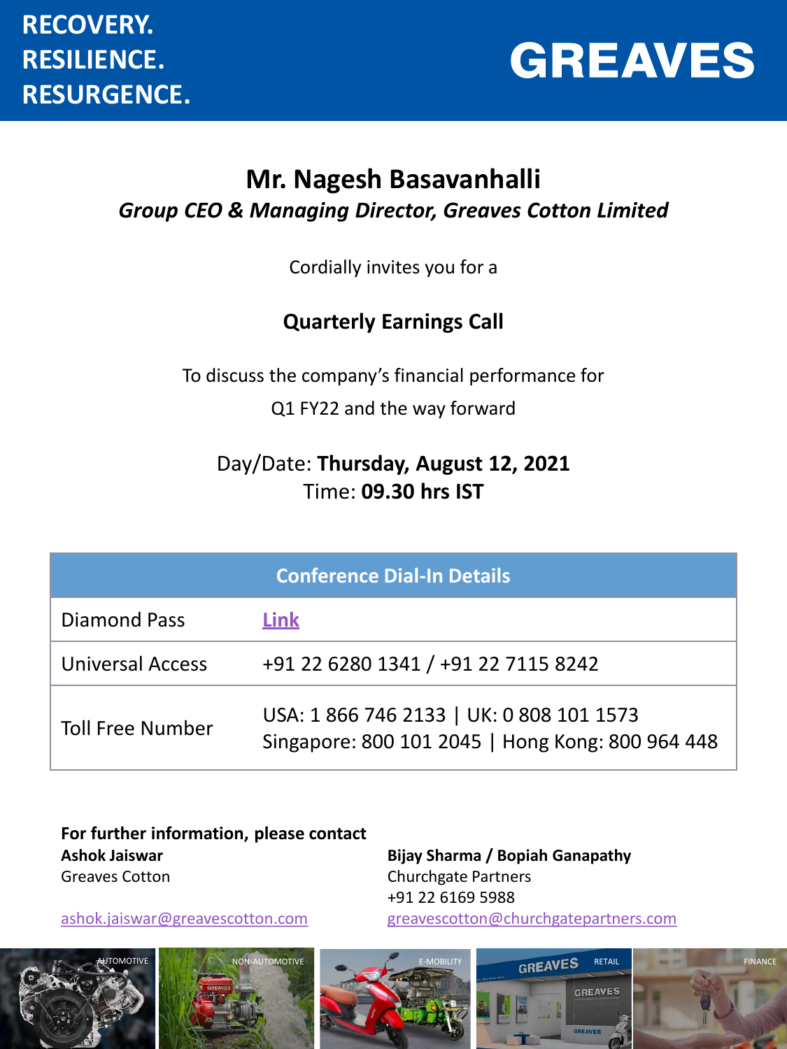**RECOVERY.**
**RESILIENCE.**
**RESURGENCE.**

**GREAVES**

# Mr. Nagesh Basavanhalli

***Group CEO & Managing Director, Greaves Cotton Limited***

Cordially invites you for a

## Quarterly Earnings Call

To discuss the company's financial performance for

Q1 FY22 and the way forward

Day/Date: **Thursday, August 12, 2021**
Time: **09.30 hrs IST**

| Conference Dial-In Details | |
|---|---|
| Diamond Pass | Link |
| Universal Access | +91 22 6280 1341 / +91 22 7115 8242 |
| Toll Free Number | USA: 1 866 746 2133 \| UK: 0 808 101 1573<br>Singapore: 800 101 2045 \| Hong Kong: 800 964 448 |

**For further information, please contact**

**Ashok Jaiswar**
Greaves Cotton

ashok.jaiswar@greavescotton.com

**Bijay Sharma / Bopiah Ganapathy**
Churchgate Partners
+91 22 6169 5988
greavescotton@churchgatepartners.com

AUTOMOTIVE | NON-AUTOMOTIVE | E-MOBILITY | RETAIL | FINANCE